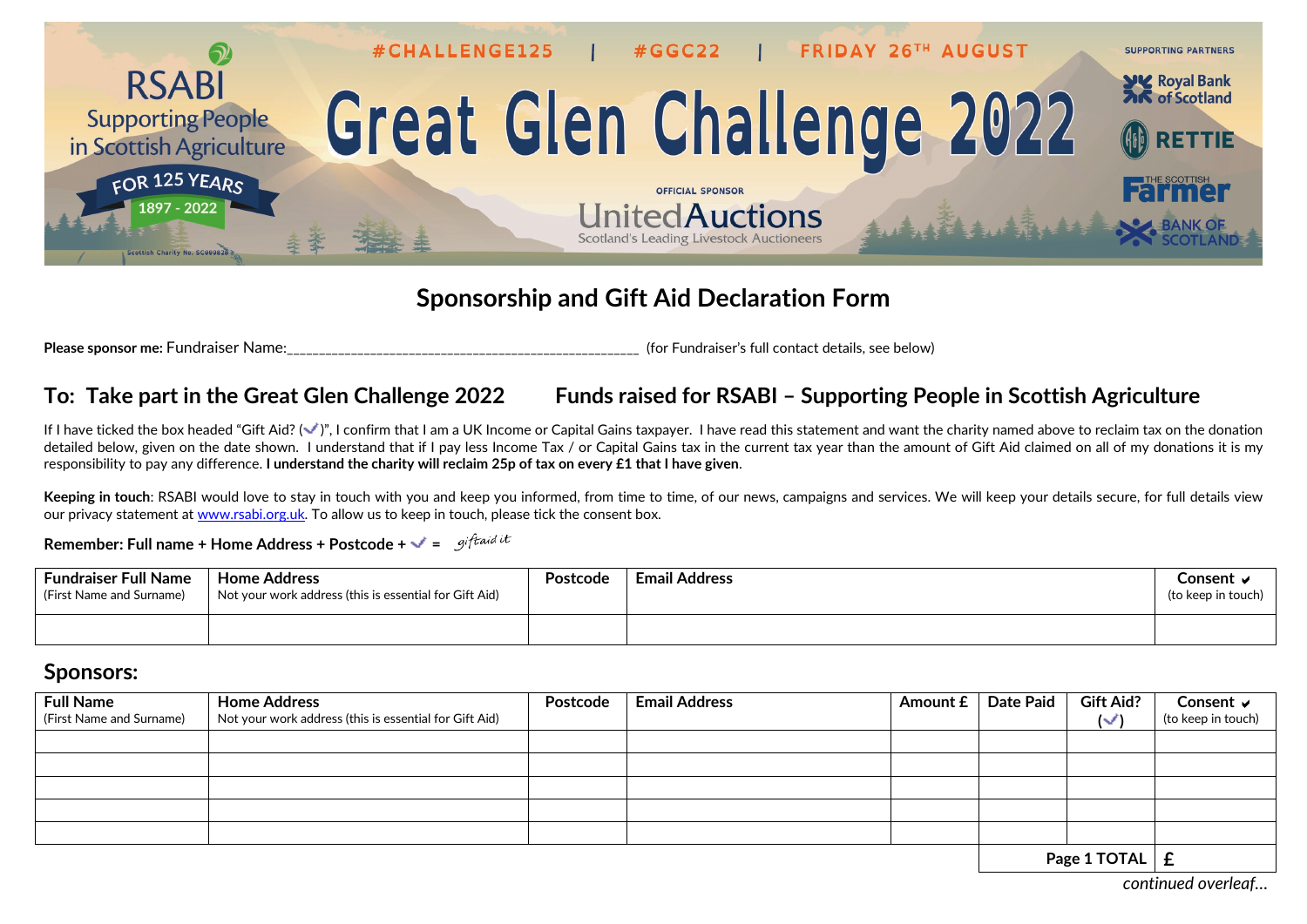RSABI
Supporting People in Scottish Agriculture
FOR 125 YEARS
1897 - 2022
Scottish Charity No. SC009828

#CHALLENGE125 | #GGC22 | FRIDAY 26TH AUGUST

# Great Glen Challenge 2022

OFFICIAL SPONSOR
UnitedAuctions
Scotland's Leading Livestock Auctioneers

SUPPORTING PARTNERS
Royal Bank of Scotland
RETTIE
The Scottish Farmer
Bank of Scotland

## Sponsorship and Gift Aid Declaration Form

**Please sponsor me:** Fundraiser Name:_____________________________________________________ (for Fundraiser's full contact details, see below)

### To: Take part in the Great Glen Challenge 2022 Funds raised for RSABI – Supporting People in Scottish Agriculture

If I have ticked the box headed "Gift Aid? (✓)", I confirm that I am a UK Income or Capital Gains taxpayer. I have read this statement and want the charity named above to reclaim tax on the donation detailed below, given on the date shown. I understand that if I pay less Income Tax / or Capital Gains tax in the current tax year than the amount of Gift Aid claimed on all of my donations it is my responsibility to pay any difference. **I understand the charity will reclaim 25p of tax on every £1 that I have given**.

**Keeping in touch**: RSABI would love to stay in touch with you and keep you informed, from time to time, of our news, campaigns and services. We will keep your details secure, for full details view our privacy statement at www.rsabi.org.uk. To allow us to keep in touch, please tick the consent box.

**Remember: Full name + Home Address + Postcode + ✓ =** giftaid it

| **Fundraiser Full Name** (First Name and Surname) | **Home Address** Not your work address (this is essential for Gift Aid) | **Postcode** | **Email Address** | **Consent ✓** (to keep in touch) |
|---|---|---|---|---|
| | | | | |

## Sponsors:

| **Full Name** (First Name and Surname) | **Home Address** Not your work address (this is essential for Gift Aid) | **Postcode** | **Email Address** | **Amount £** | **Date Paid** | **Gift Aid? (✓)** | **Consent ✓** (to keep in touch) |
|---|---|---|---|---|---|---|---|
| | | | | | | | |
| | | | | | | | |
| | | | | | | | |
| | | | | | | | |
| | | | | | | | |
| | | | | | | **Page 1 TOTAL** | **£** |

*continued overleaf…*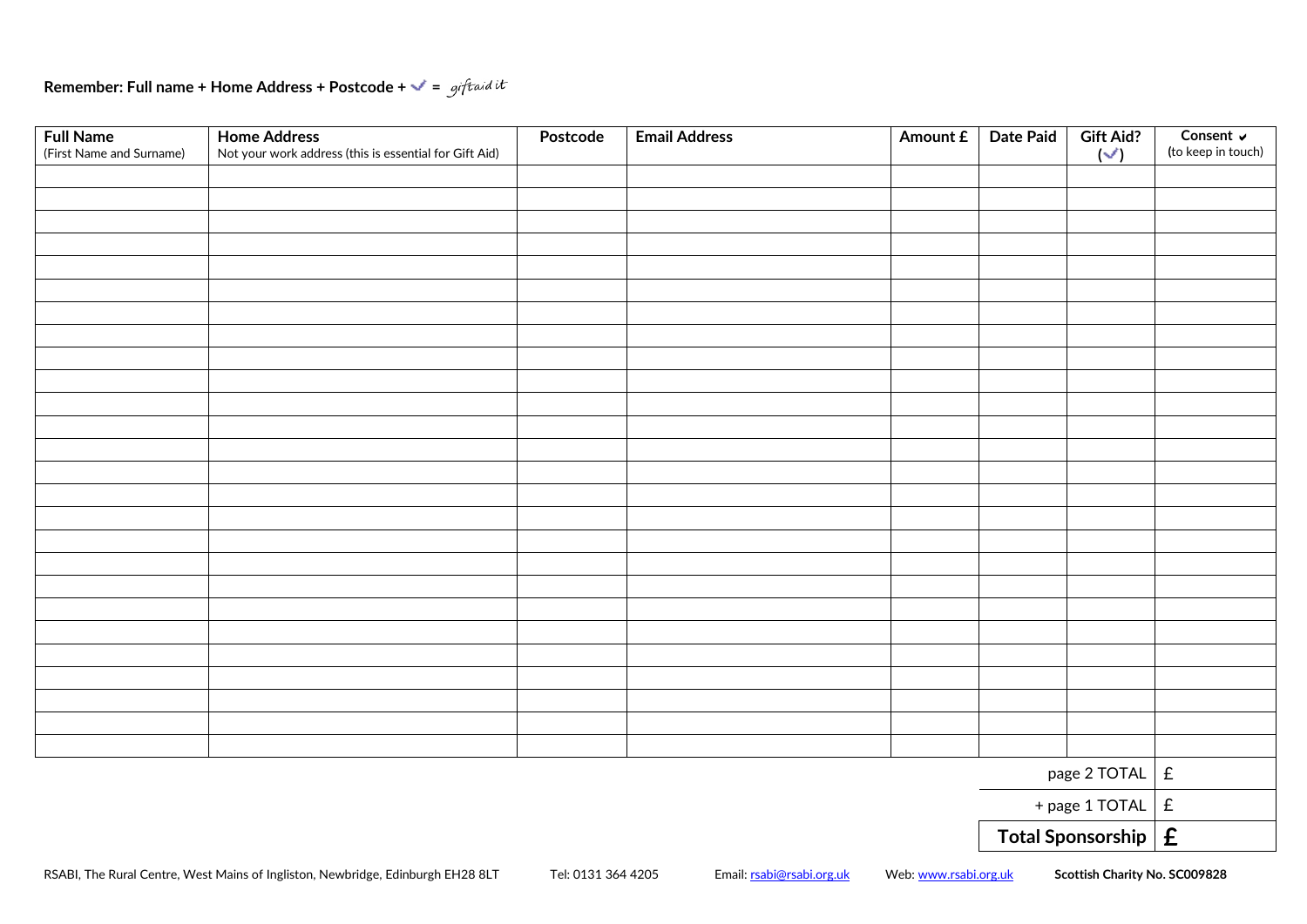**Remember: Full name + Home Address + Postcode + ✓ = giftaid it**

| **Full Name** (First Name and Surname) | **Home Address** Not your work address (this is essential for Gift Aid) | **Postcode** | **Email Address** | **Amount £** | **Date Paid** | **Gift Aid?** (✓) | **Consent** ✓ (to keep in touch) |
|---|---|---|---|---|---|---|---|
| | | | | | | | |
| | | | | | | | |
| | | | | | | | |
| | | | | | | | |
| | | | | | | | |
| | | | | | | | |
| | | | | | | | |
| | | | | | | | |
| | | | | | | | |
| | | | | | | | |
| | | | | | | | |
| | | | | | | | |
| | | | | | | | |
| | | | | | | | |
| | | | | | | | |
| | | | | | | | |
| | | | | | | | |
| | | | | | | | |
| | | | | | | | |
| | | | | | | | |
| | | | | | | | |
| | | | | | | | |
| | | | | | | | |
| | | | | | | | |
| | | | | | | | |
| | | | | | | | |

| | |
|---|---|
| page 2 TOTAL | £ |
| + page 1 TOTAL | £ |
| **Total Sponsorship** | **£** |

RSABI, The Rural Centre, West Mains of Ingliston, Newbridge, Edinburgh EH28 8LT Tel: 0131 364 4205 Email: rsabi@rsabi.org.uk Web: www.rsabi.org.uk **Scottish Charity No. SC009828**